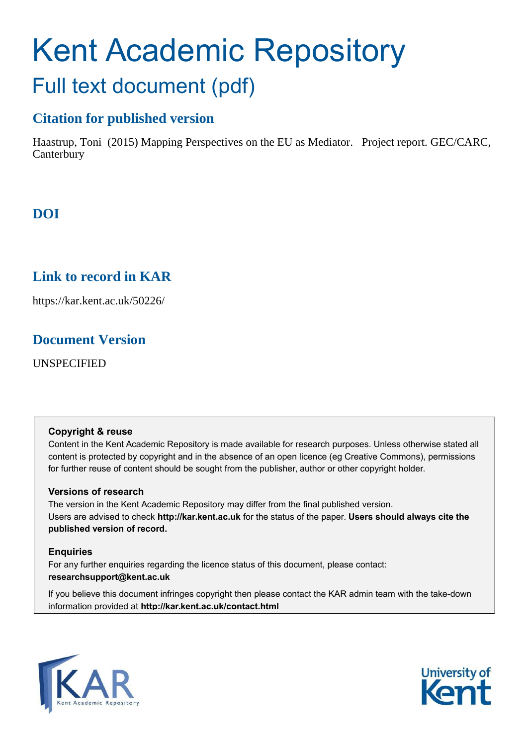# Kent Academic Repository

## Full text document (pdf)

### Citation for published version

Haastrup, Toni (2015) Mapping Perspectives on the EU as Mediator. Project report. GEC/CARC, Canterbury

### DOI

### Link to record in KAR

https://kar.kent.ac.uk/50226/

### Document Version

UNSPECIFIED

**Copyright & reuse**

Content in the Kent Academic Repository is made available for research purposes. Unless otherwise stated all content is protected by copyright and in the absence of an open licence (eg Creative Commons), permissions for further reuse of content should be sought from the publisher, author or other copyright holder.

**Versions of research**

The version in the Kent Academic Repository may differ from the final published version. Users are advised to check **http://kar.kent.ac.uk** for the status of the paper. **Users should always cite the published version of record.**

**Enquiries**

For any further enquiries regarding the licence status of this document, please contact: **researchsupport@kent.ac.uk**

If you believe this document infringes copyright then please contact the KAR admin team with the take-down information provided at **http://kar.kent.ac.uk/contact.html**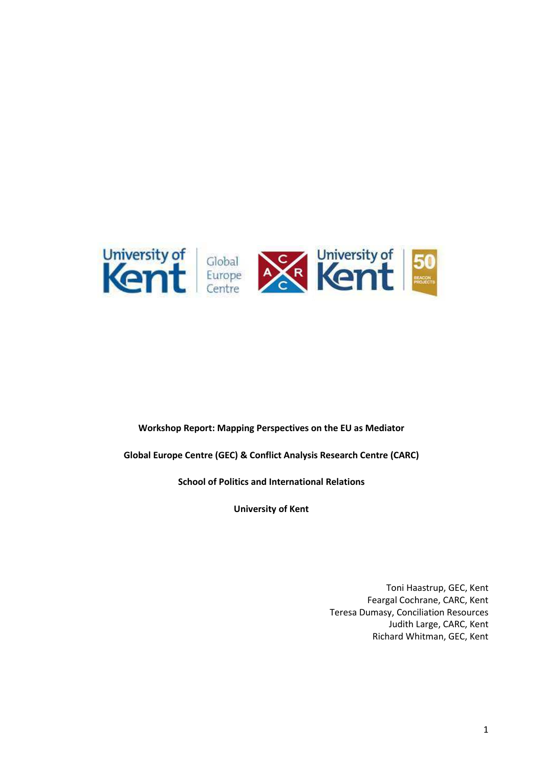**Workshop Report: Mapping Perspectives on the EU as Mediator**

**Global Europe Centre (GEC) & Conflict Analysis Research Centre (CARC)**

**School of Politics and International Relations**

**University of Kent**

Toni Haastrup, GEC, Kent
Feargal Cochrane, CARC, Kent
Teresa Dumasy, Conciliation Resources
Judith Large, CARC, Kent
Richard Whitman, GEC, Kent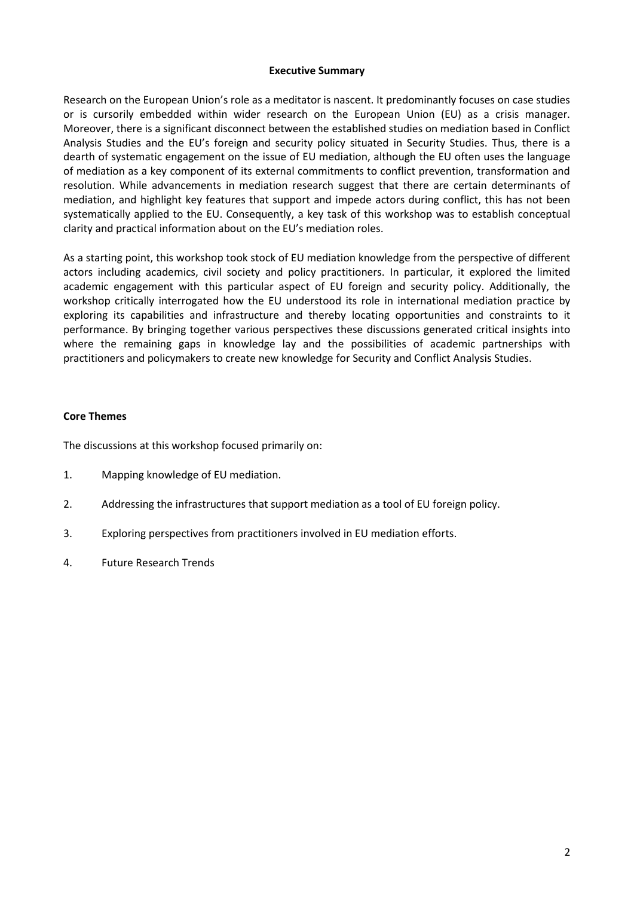## Executive Summary

Research on the European Union's role as a meditator is nascent. It predominantly focuses on case studies or is cursorily embedded within wider research on the European Union (EU) as a crisis manager. Moreover, there is a significant disconnect between the established studies on mediation based in Conflict Analysis Studies and the EU's foreign and security policy situated in Security Studies. Thus, there is a dearth of systematic engagement on the issue of EU mediation, although the EU often uses the language of mediation as a key component of its external commitments to conflict prevention, transformation and resolution. While advancements in mediation research suggest that there are certain determinants of mediation, and highlight key features that support and impede actors during conflict, this has not been systematically applied to the EU. Consequently, a key task of this workshop was to establish conceptual clarity and practical information about on the EU's mediation roles.

As a starting point, this workshop took stock of EU mediation knowledge from the perspective of different actors including academics, civil society and policy practitioners. In particular, it explored the limited academic engagement with this particular aspect of EU foreign and security policy. Additionally, the workshop critically interrogated how the EU understood its role in international mediation practice by exploring its capabilities and infrastructure and thereby locating opportunities and constraints to it performance. By bringing together various perspectives these discussions generated critical insights into where the remaining gaps in knowledge lay and the possibilities of academic partnerships with practitioners and policymakers to create new knowledge for Security and Conflict Analysis Studies.

### Core Themes

The discussions at this workshop focused primarily on:

1. Mapping knowledge of EU mediation.
2. Addressing the infrastructures that support mediation as a tool of EU foreign policy.
3. Exploring perspectives from practitioners involved in EU mediation efforts.
4. Future Research Trends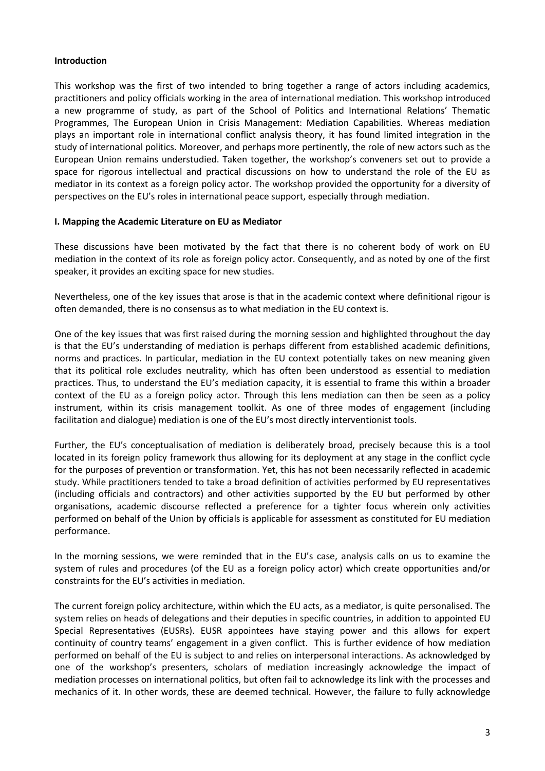**Introduction**

This workshop was the first of two intended to bring together a range of actors including academics, practitioners and policy officials working in the area of international mediation. This workshop introduced a new programme of study, as part of the School of Politics and International Relations' Thematic Programmes, The European Union in Crisis Management: Mediation Capabilities. Whereas mediation plays an important role in international conflict analysis theory, it has found limited integration in the study of international politics. Moreover, and perhaps more pertinently, the role of new actors such as the European Union remains understudied. Taken together, the workshop's conveners set out to provide a space for rigorous intellectual and practical discussions on how to understand the role of the EU as mediator in its context as a foreign policy actor. The workshop provided the opportunity for a diversity of perspectives on the EU's roles in international peace support, especially through mediation.

**I. Mapping the Academic Literature on EU as Mediator**

These discussions have been motivated by the fact that there is no coherent body of work on EU mediation in the context of its role as foreign policy actor. Consequently, and as noted by one of the first speaker, it provides an exciting space for new studies.

Nevertheless, one of the key issues that arose is that in the academic context where definitional rigour is often demanded, there is no consensus as to what mediation in the EU context is.

One of the key issues that was first raised during the morning session and highlighted throughout the day is that the EU's understanding of mediation is perhaps different from established academic definitions, norms and practices. In particular, mediation in the EU context potentially takes on new meaning given that its political role excludes neutrality, which has often been understood as essential to mediation practices. Thus, to understand the EU's mediation capacity, it is essential to frame this within a broader context of the EU as a foreign policy actor. Through this lens mediation can then be seen as a policy instrument, within its crisis management toolkit. As one of three modes of engagement (including facilitation and dialogue) mediation is one of the EU's most directly interventionist tools.

Further, the EU's conceptualisation of mediation is deliberately broad, precisely because this is a tool located in its foreign policy framework thus allowing for its deployment at any stage in the conflict cycle for the purposes of prevention or transformation. Yet, this has not been necessarily reflected in academic study. While practitioners tended to take a broad definition of activities performed by EU representatives (including officials and contractors) and other activities supported by the EU but performed by other organisations, academic discourse reflected a preference for a tighter focus wherein only activities performed on behalf of the Union by officials is applicable for assessment as constituted for EU mediation performance.

In the morning sessions, we were reminded that in the EU's case, analysis calls on us to examine the system of rules and procedures (of the EU as a foreign policy actor) which create opportunities and/or constraints for the EU's activities in mediation.

The current foreign policy architecture, within which the EU acts, as a mediator, is quite personalised. The system relies on heads of delegations and their deputies in specific countries, in addition to appointed EU Special Representatives (EUSRs). EUSR appointees have staying power and this allows for expert continuity of country teams' engagement in a given conflict. This is further evidence of how mediation performed on behalf of the EU is subject to and relies on interpersonal interactions. As acknowledged by one of the workshop's presenters, scholars of mediation increasingly acknowledge the impact of mediation processes on international politics, but often fail to acknowledge its link with the processes and mechanics of it. In other words, these are deemed technical. However, the failure to fully acknowledge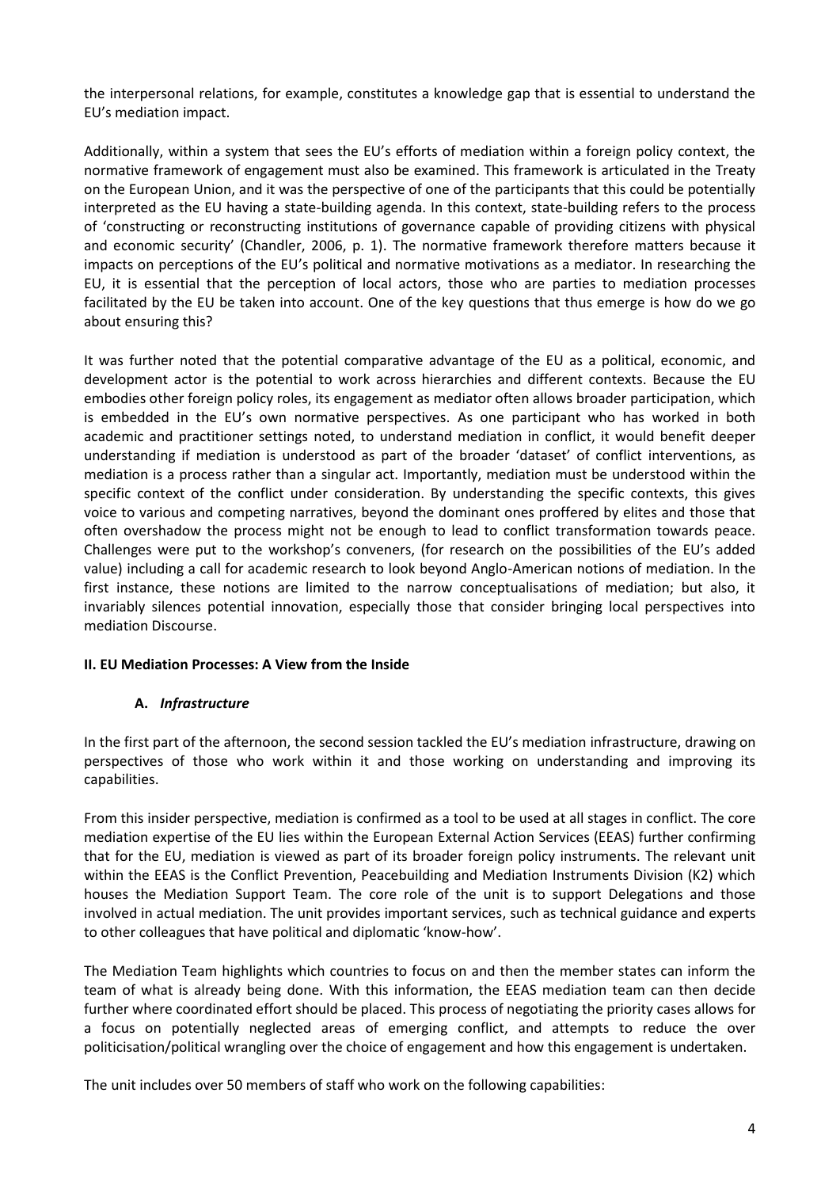the interpersonal relations, for example, constitutes a knowledge gap that is essential to understand the EU's mediation impact.

Additionally, within a system that sees the EU's efforts of mediation within a foreign policy context, the normative framework of engagement must also be examined. This framework is articulated in the Treaty on the European Union, and it was the perspective of one of the participants that this could be potentially interpreted as the EU having a state-building agenda. In this context, state-building refers to the process of 'constructing or reconstructing institutions of governance capable of providing citizens with physical and economic security' (Chandler, 2006, p. 1). The normative framework therefore matters because it impacts on perceptions of the EU's political and normative motivations as a mediator. In researching the EU, it is essential that the perception of local actors, those who are parties to mediation processes facilitated by the EU be taken into account. One of the key questions that thus emerge is how do we go about ensuring this?

It was further noted that the potential comparative advantage of the EU as a political, economic, and development actor is the potential to work across hierarchies and different contexts. Because the EU embodies other foreign policy roles, its engagement as mediator often allows broader participation, which is embedded in the EU's own normative perspectives. As one participant who has worked in both academic and practitioner settings noted, to understand mediation in conflict, it would benefit deeper understanding if mediation is understood as part of the broader 'dataset' of conflict interventions, as mediation is a process rather than a singular act. Importantly, mediation must be understood within the specific context of the conflict under consideration. By understanding the specific contexts, this gives voice to various and competing narratives, beyond the dominant ones proffered by elites and those that often overshadow the process might not be enough to lead to conflict transformation towards peace. Challenges were put to the workshop's conveners, (for research on the possibilities of the EU's added value) including a call for academic research to look beyond Anglo-American notions of mediation. In the first instance, these notions are limited to the narrow conceptualisations of mediation; but also, it invariably silences potential innovation, especially those that consider bringing local perspectives into mediation Discourse.

## II. EU Mediation Processes: A View from the Inside

### A. *Infrastructure*

In the first part of the afternoon, the second session tackled the EU's mediation infrastructure, drawing on perspectives of those who work within it and those working on understanding and improving its capabilities.

From this insider perspective, mediation is confirmed as a tool to be used at all stages in conflict. The core mediation expertise of the EU lies within the European External Action Services (EEAS) further confirming that for the EU, mediation is viewed as part of its broader foreign policy instruments. The relevant unit within the EEAS is the Conflict Prevention, Peacebuilding and Mediation Instruments Division (K2) which houses the Mediation Support Team. The core role of the unit is to support Delegations and those involved in actual mediation. The unit provides important services, such as technical guidance and experts to other colleagues that have political and diplomatic 'know-how'.

The Mediation Team highlights which countries to focus on and then the member states can inform the team of what is already being done. With this information, the EEAS mediation team can then decide further where coordinated effort should be placed. This process of negotiating the priority cases allows for a focus on potentially neglected areas of emerging conflict, and attempts to reduce the over politicisation/political wrangling over the choice of engagement and how this engagement is undertaken.

The unit includes over 50 members of staff who work on the following capabilities: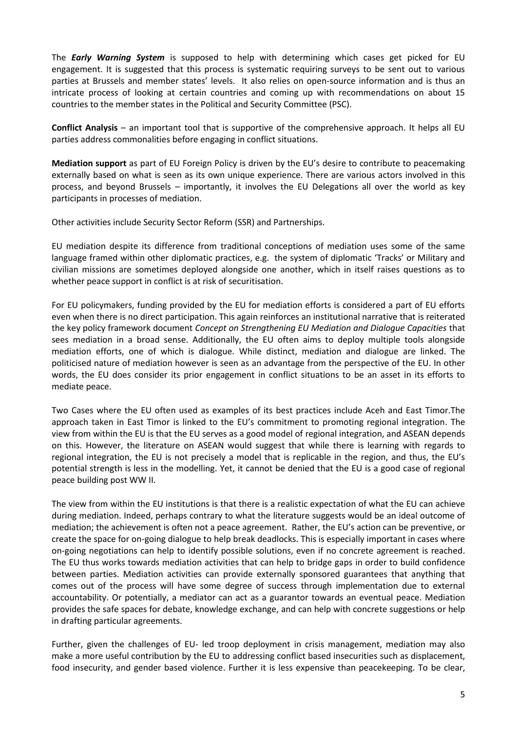The ***Early Warning System*** is supposed to help with determining which cases get picked for EU engagement. It is suggested that this process is systematic requiring surveys to be sent out to various parties at Brussels and member states' levels. It also relies on open-source information and is thus an intricate process of looking at certain countries and coming up with recommendations on about 15 countries to the member states in the Political and Security Committee (PSC).

**Conflict Analysis** – an important tool that is supportive of the comprehensive approach. It helps all EU parties address commonalities before engaging in conflict situations.

**Mediation support** as part of EU Foreign Policy is driven by the EU's desire to contribute to peacemaking externally based on what is seen as its own unique experience. There are various actors involved in this process, and beyond Brussels – importantly, it involves the EU Delegations all over the world as key participants in processes of mediation.

Other activities include Security Sector Reform (SSR) and Partnerships.

EU mediation despite its difference from traditional conceptions of mediation uses some of the same language framed within other diplomatic practices, e.g. the system of diplomatic 'Tracks' or Military and civilian missions are sometimes deployed alongside one another, which in itself raises questions as to whether peace support in conflict is at risk of securitisation.

For EU policymakers, funding provided by the EU for mediation efforts is considered a part of EU efforts even when there is no direct participation. This again reinforces an institutional narrative that is reiterated the key policy framework document *Concept on Strengthening EU Mediation and Dialogue Capacities* that sees mediation in a broad sense. Additionally, the EU often aims to deploy multiple tools alongside mediation efforts, one of which is dialogue. While distinct, mediation and dialogue are linked. The politicised nature of mediation however is seen as an advantage from the perspective of the EU. In other words, the EU does consider its prior engagement in conflict situations to be an asset in its efforts to mediate peace.

Two Cases where the EU often used as examples of its best practices include Aceh and East Timor.The approach taken in East Timor is linked to the EU's commitment to promoting regional integration. The view from within the EU is that the EU serves as a good model of regional integration, and ASEAN depends on this. However, the literature on ASEAN would suggest that while there is learning with regards to regional integration, the EU is not precisely a model that is replicable in the region, and thus, the EU's potential strength is less in the modelling. Yet, it cannot be denied that the EU is a good case of regional peace building post WW II.

The view from within the EU institutions is that there is a realistic expectation of what the EU can achieve during mediation. Indeed, perhaps contrary to what the literature suggests would be an ideal outcome of mediation; the achievement is often not a peace agreement. Rather, the EU's action can be preventive, or create the space for on-going dialogue to help break deadlocks. This is especially important in cases where on-going negotiations can help to identify possible solutions, even if no concrete agreement is reached. The EU thus works towards mediation activities that can help to bridge gaps in order to build confidence between parties. Mediation activities can provide externally sponsored guarantees that anything that comes out of the process will have some degree of success through implementation due to external accountability. Or potentially, a mediator can act as a guarantor towards an eventual peace. Mediation provides the safe spaces for debate, knowledge exchange, and can help with concrete suggestions or help in drafting particular agreements.

Further, given the challenges of EU- led troop deployment in crisis management, mediation may also make a more useful contribution by the EU to addressing conflict based insecurities such as displacement, food insecurity, and gender based violence. Further it is less expensive than peacekeeping. To be clear,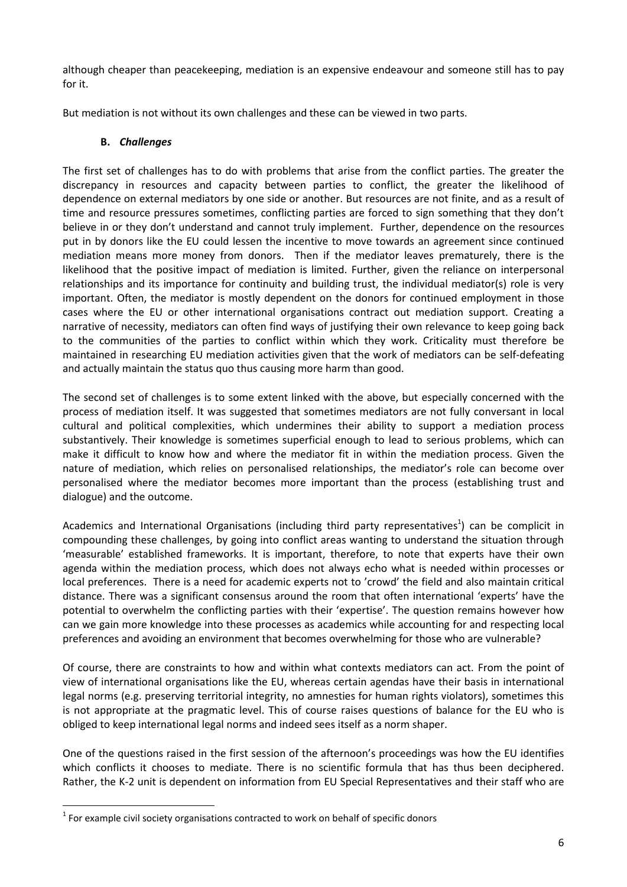although cheaper than peacekeeping, mediation is an expensive endeavour and someone still has to pay for it.

But mediation is not without its own challenges and these can be viewed in two parts.

**B. *Challenges***

The first set of challenges has to do with problems that arise from the conflict parties. The greater the discrepancy in resources and capacity between parties to conflict, the greater the likelihood of dependence on external mediators by one side or another. But resources are not finite, and as a result of time and resource pressures sometimes, conflicting parties are forced to sign something that they don't believe in or they don't understand and cannot truly implement. Further, dependence on the resources put in by donors like the EU could lessen the incentive to move towards an agreement since continued mediation means more money from donors. Then if the mediator leaves prematurely, there is the likelihood that the positive impact of mediation is limited. Further, given the reliance on interpersonal relationships and its importance for continuity and building trust, the individual mediator(s) role is very important. Often, the mediator is mostly dependent on the donors for continued employment in those cases where the EU or other international organisations contract out mediation support. Creating a narrative of necessity, mediators can often find ways of justifying their own relevance to keep going back to the communities of the parties to conflict within which they work. Criticality must therefore be maintained in researching EU mediation activities given that the work of mediators can be self-defeating and actually maintain the status quo thus causing more harm than good.

The second set of challenges is to some extent linked with the above, but especially concerned with the process of mediation itself. It was suggested that sometimes mediators are not fully conversant in local cultural and political complexities, which undermines their ability to support a mediation process substantively. Their knowledge is sometimes superficial enough to lead to serious problems, which can make it difficult to know how and where the mediator fit in within the mediation process. Given the nature of mediation, which relies on personalised relationships, the mediator's role can become over personalised where the mediator becomes more important than the process (establishing trust and dialogue) and the outcome.

Academics and International Organisations (including third party representatives[1]) can be complicit in compounding these challenges, by going into conflict areas wanting to understand the situation through 'measurable' established frameworks. It is important, therefore, to note that experts have their own agenda within the mediation process, which does not always echo what is needed within processes or local preferences. There is a need for academic experts not to 'crowd' the field and also maintain critical distance. There was a significant consensus around the room that often international 'experts' have the potential to overwhelm the conflicting parties with their 'expertise'. The question remains however how can we gain more knowledge into these processes as academics while accounting for and respecting local preferences and avoiding an environment that becomes overwhelming for those who are vulnerable?

Of course, there are constraints to how and within what contexts mediators can act. From the point of view of international organisations like the EU, whereas certain agendas have their basis in international legal norms (e.g. preserving territorial integrity, no amnesties for human rights violators), sometimes this is not appropriate at the pragmatic level. This of course raises questions of balance for the EU who is obliged to keep international legal norms and indeed sees itself as a norm shaper.

One of the questions raised in the first session of the afternoon's proceedings was how the EU identifies which conflicts it chooses to mediate. There is no scientific formula that has thus been deciphered. Rather, the K-2 unit is dependent on information from EU Special Representatives and their staff who are

[1] For example civil society organisations contracted to work on behalf of specific donors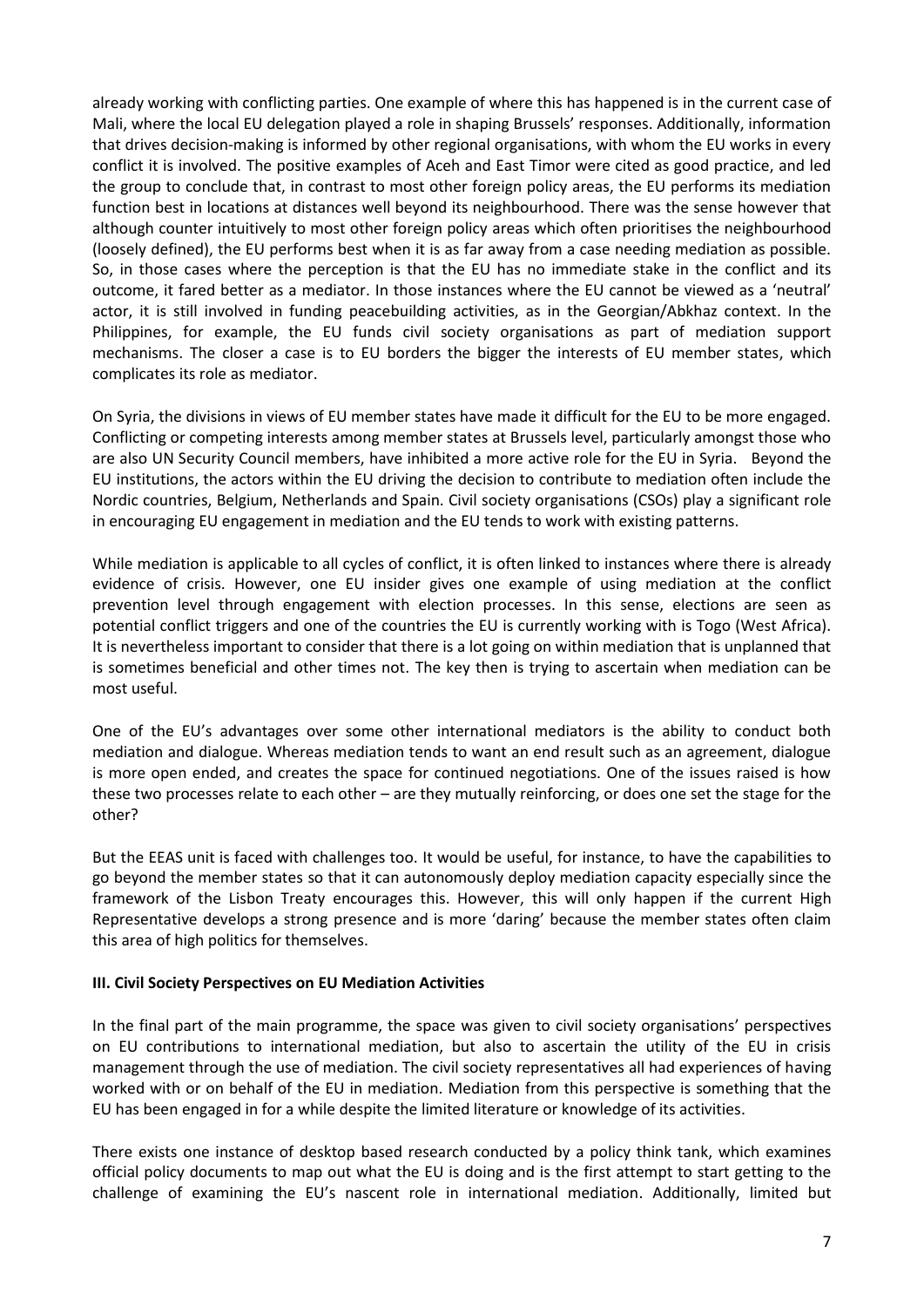already working with conflicting parties. One example of where this has happened is in the current case of Mali, where the local EU delegation played a role in shaping Brussels' responses. Additionally, information that drives decision-making is informed by other regional organisations, with whom the EU works in every conflict it is involved. The positive examples of Aceh and East Timor were cited as good practice, and led the group to conclude that, in contrast to most other foreign policy areas, the EU performs its mediation function best in locations at distances well beyond its neighbourhood. There was the sense however that although counter intuitively to most other foreign policy areas which often prioritises the neighbourhood (loosely defined), the EU performs best when it is as far away from a case needing mediation as possible. So, in those cases where the perception is that the EU has no immediate stake in the conflict and its outcome, it fared better as a mediator. In those instances where the EU cannot be viewed as a 'neutral' actor, it is still involved in funding peacebuilding activities, as in the Georgian/Abkhaz context. In the Philippines, for example, the EU funds civil society organisations as part of mediation support mechanisms. The closer a case is to EU borders the bigger the interests of EU member states, which complicates its role as mediator.

On Syria, the divisions in views of EU member states have made it difficult for the EU to be more engaged. Conflicting or competing interests among member states at Brussels level, particularly amongst those who are also UN Security Council members, have inhibited a more active role for the EU in Syria. Beyond the EU institutions, the actors within the EU driving the decision to contribute to mediation often include the Nordic countries, Belgium, Netherlands and Spain. Civil society organisations (CSOs) play a significant role in encouraging EU engagement in mediation and the EU tends to work with existing patterns.

While mediation is applicable to all cycles of conflict, it is often linked to instances where there is already evidence of crisis. However, one EU insider gives one example of using mediation at the conflict prevention level through engagement with election processes. In this sense, elections are seen as potential conflict triggers and one of the countries the EU is currently working with is Togo (West Africa). It is nevertheless important to consider that there is a lot going on within mediation that is unplanned that is sometimes beneficial and other times not. The key then is trying to ascertain when mediation can be most useful.

One of the EU's advantages over some other international mediators is the ability to conduct both mediation and dialogue. Whereas mediation tends to want an end result such as an agreement, dialogue is more open ended, and creates the space for continued negotiations. One of the issues raised is how these two processes relate to each other – are they mutually reinforcing, or does one set the stage for the other?

But the EEAS unit is faced with challenges too. It would be useful, for instance, to have the capabilities to go beyond the member states so that it can autonomously deploy mediation capacity especially since the framework of the Lisbon Treaty encourages this. However, this will only happen if the current High Representative develops a strong presence and is more 'daring' because the member states often claim this area of high politics for themselves.

### III. Civil Society Perspectives on EU Mediation Activities

In the final part of the main programme, the space was given to civil society organisations' perspectives on EU contributions to international mediation, but also to ascertain the utility of the EU in crisis management through the use of mediation. The civil society representatives all had experiences of having worked with or on behalf of the EU in mediation. Mediation from this perspective is something that the EU has been engaged in for a while despite the limited literature or knowledge of its activities.

There exists one instance of desktop based research conducted by a policy think tank, which examines official policy documents to map out what the EU is doing and is the first attempt to start getting to the challenge of examining the EU's nascent role in international mediation. Additionally, limited but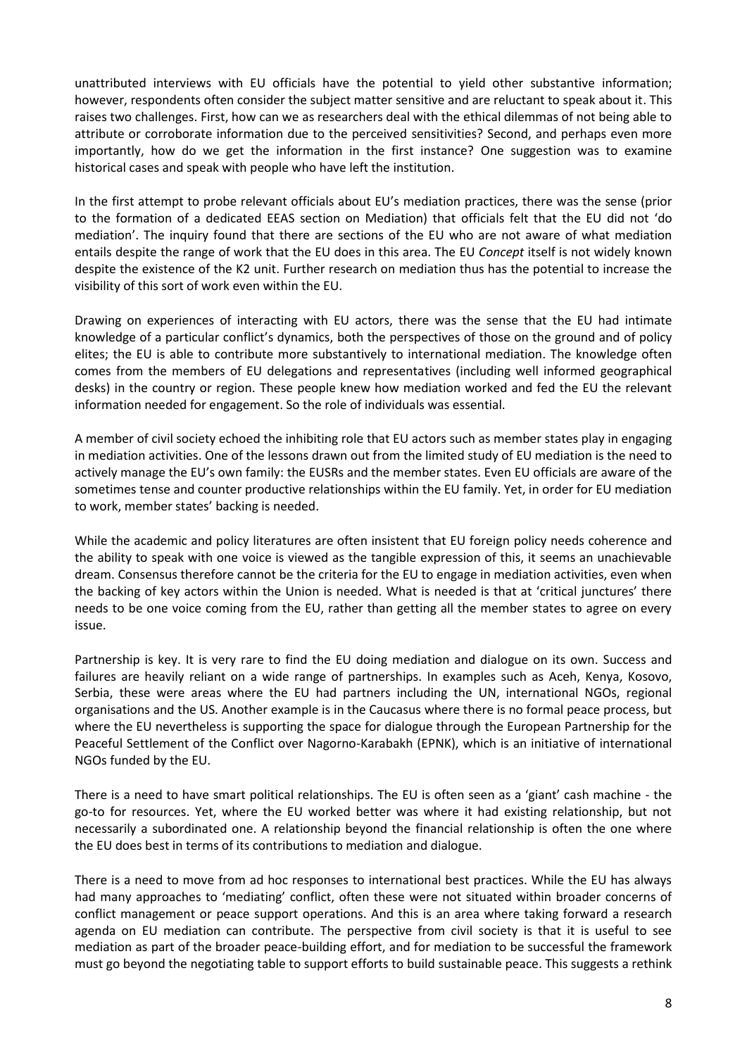unattributed interviews with EU officials have the potential to yield other substantive information; however, respondents often consider the subject matter sensitive and are reluctant to speak about it. This raises two challenges. First, how can we as researchers deal with the ethical dilemmas of not being able to attribute or corroborate information due to the perceived sensitivities? Second, and perhaps even more importantly, how do we get the information in the first instance? One suggestion was to examine historical cases and speak with people who have left the institution.

In the first attempt to probe relevant officials about EU's mediation practices, there was the sense (prior to the formation of a dedicated EEAS section on Mediation) that officials felt that the EU did not 'do mediation'. The inquiry found that there are sections of the EU who are not aware of what mediation entails despite the range of work that the EU does in this area. The EU *Concept* itself is not widely known despite the existence of the K2 unit. Further research on mediation thus has the potential to increase the visibility of this sort of work even within the EU.

Drawing on experiences of interacting with EU actors, there was the sense that the EU had intimate knowledge of a particular conflict's dynamics, both the perspectives of those on the ground and of policy elites; the EU is able to contribute more substantively to international mediation. The knowledge often comes from the members of EU delegations and representatives (including well informed geographical desks) in the country or region. These people knew how mediation worked and fed the EU the relevant information needed for engagement. So the role of individuals was essential.

A member of civil society echoed the inhibiting role that EU actors such as member states play in engaging in mediation activities. One of the lessons drawn out from the limited study of EU mediation is the need to actively manage the EU's own family: the EUSRs and the member states. Even EU officials are aware of the sometimes tense and counter productive relationships within the EU family. Yet, in order for EU mediation to work, member states' backing is needed.

While the academic and policy literatures are often insistent that EU foreign policy needs coherence and the ability to speak with one voice is viewed as the tangible expression of this, it seems an unachievable dream. Consensus therefore cannot be the criteria for the EU to engage in mediation activities, even when the backing of key actors within the Union is needed. What is needed is that at 'critical junctures' there needs to be one voice coming from the EU, rather than getting all the member states to agree on every issue.

Partnership is key. It is very rare to find the EU doing mediation and dialogue on its own. Success and failures are heavily reliant on a wide range of partnerships. In examples such as Aceh, Kenya, Kosovo, Serbia, these were areas where the EU had partners including the UN, international NGOs, regional organisations and the US. Another example is in the Caucasus where there is no formal peace process, but where the EU nevertheless is supporting the space for dialogue through the European Partnership for the Peaceful Settlement of the Conflict over Nagorno-Karabakh (EPNK), which is an initiative of international NGOs funded by the EU.

There is a need to have smart political relationships. The EU is often seen as a 'giant' cash machine - the go-to for resources. Yet, where the EU worked better was where it had existing relationship, but not necessarily a subordinated one. A relationship beyond the financial relationship is often the one where the EU does best in terms of its contributions to mediation and dialogue.

There is a need to move from ad hoc responses to international best practices. While the EU has always had many approaches to 'mediating' conflict, often these were not situated within broader concerns of conflict management or peace support operations. And this is an area where taking forward a research agenda on EU mediation can contribute. The perspective from civil society is that it is useful to see mediation as part of the broader peace-building effort, and for mediation to be successful the framework must go beyond the negotiating table to support efforts to build sustainable peace. This suggests a rethink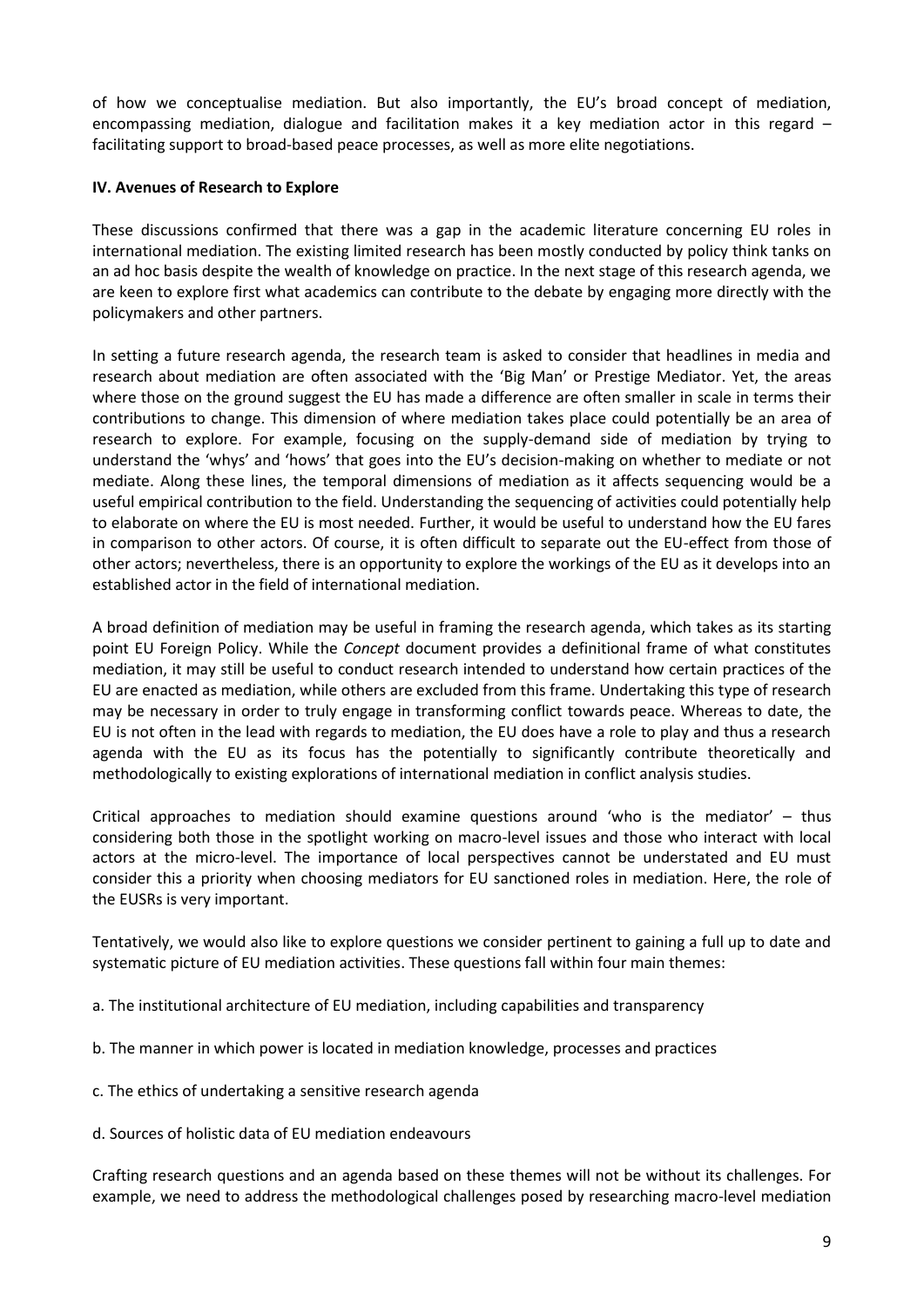of how we conceptualise mediation. But also importantly, the EU's broad concept of mediation, encompassing mediation, dialogue and facilitation makes it a key mediation actor in this regard – facilitating support to broad-based peace processes, as well as more elite negotiations.

## IV. Avenues of Research to Explore

These discussions confirmed that there was a gap in the academic literature concerning EU roles in international mediation. The existing limited research has been mostly conducted by policy think tanks on an ad hoc basis despite the wealth of knowledge on practice. In the next stage of this research agenda, we are keen to explore first what academics can contribute to the debate by engaging more directly with the policymakers and other partners.

In setting a future research agenda, the research team is asked to consider that headlines in media and research about mediation are often associated with the 'Big Man' or Prestige Mediator. Yet, the areas where those on the ground suggest the EU has made a difference are often smaller in scale in terms their contributions to change. This dimension of where mediation takes place could potentially be an area of research to explore. For example, focusing on the supply-demand side of mediation by trying to understand the 'whys' and 'hows' that goes into the EU's decision-making on whether to mediate or not mediate. Along these lines, the temporal dimensions of mediation as it affects sequencing would be a useful empirical contribution to the field. Understanding the sequencing of activities could potentially help to elaborate on where the EU is most needed. Further, it would be useful to understand how the EU fares in comparison to other actors. Of course, it is often difficult to separate out the EU-effect from those of other actors; nevertheless, there is an opportunity to explore the workings of the EU as it develops into an established actor in the field of international mediation.

A broad definition of mediation may be useful in framing the research agenda, which takes as its starting point EU Foreign Policy. While the *Concept* document provides a definitional frame of what constitutes mediation, it may still be useful to conduct research intended to understand how certain practices of the EU are enacted as mediation, while others are excluded from this frame. Undertaking this type of research may be necessary in order to truly engage in transforming conflict towards peace. Whereas to date, the EU is not often in the lead with regards to mediation, the EU does have a role to play and thus a research agenda with the EU as its focus has the potentially to significantly contribute theoretically and methodologically to existing explorations of international mediation in conflict analysis studies.

Critical approaches to mediation should examine questions around 'who is the mediator' – thus considering both those in the spotlight working on macro-level issues and those who interact with local actors at the micro-level. The importance of local perspectives cannot be understated and EU must consider this a priority when choosing mediators for EU sanctioned roles in mediation. Here, the role of the EUSRs is very important.

Tentatively, we would also like to explore questions we consider pertinent to gaining a full up to date and systematic picture of EU mediation activities. These questions fall within four main themes:

a. The institutional architecture of EU mediation, including capabilities and transparency

b. The manner in which power is located in mediation knowledge, processes and practices

c. The ethics of undertaking a sensitive research agenda

d. Sources of holistic data of EU mediation endeavours

Crafting research questions and an agenda based on these themes will not be without its challenges. For example, we need to address the methodological challenges posed by researching macro-level mediation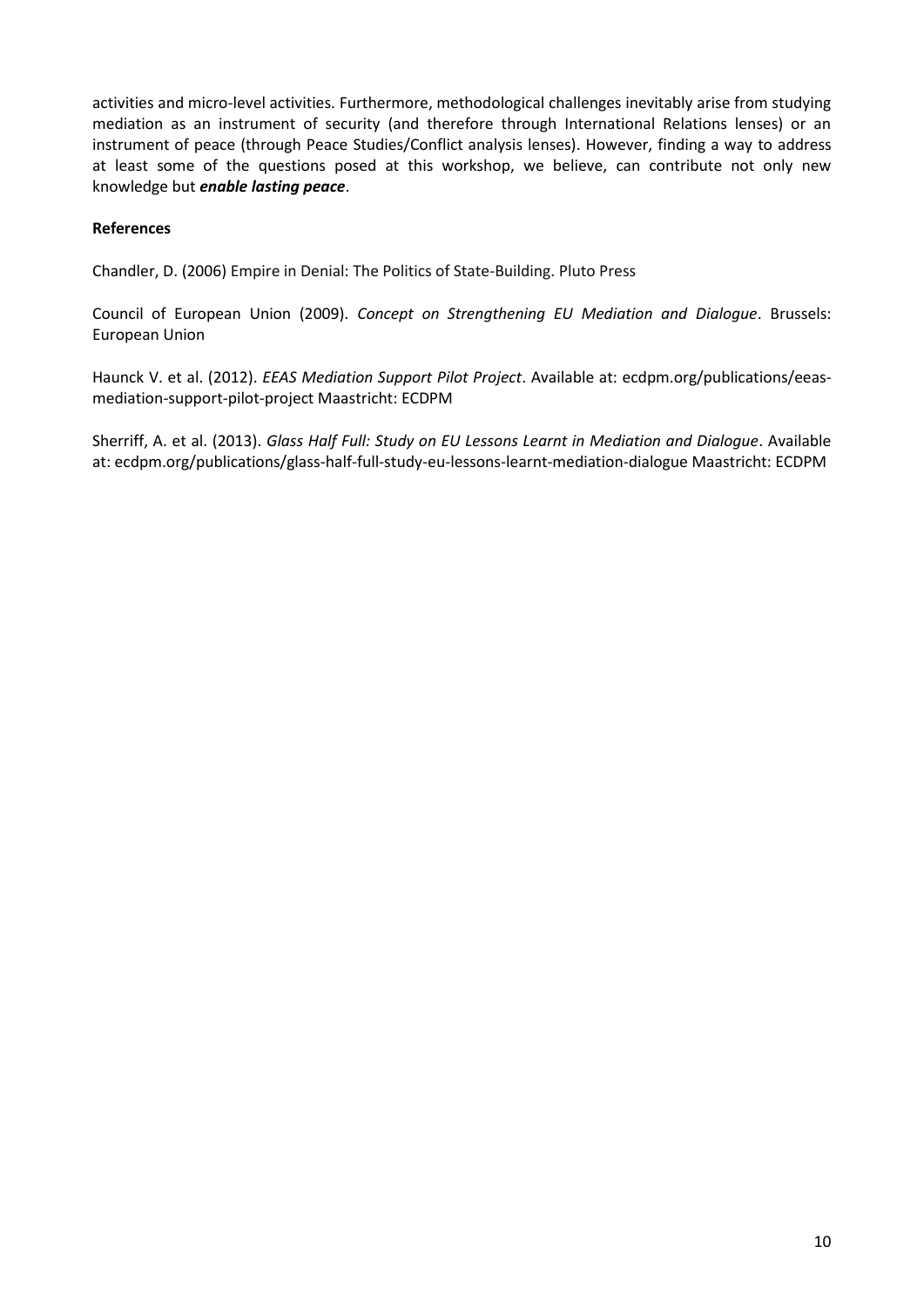activities and micro-level activities. Furthermore, methodological challenges inevitably arise from studying mediation as an instrument of security (and therefore through International Relations lenses) or an instrument of peace (through Peace Studies/Conflict analysis lenses). However, finding a way to address at least some of the questions posed at this workshop, we believe, can contribute not only new knowledge but ***enable lasting peace***.

**References**

Chandler, D. (2006) Empire in Denial: The Politics of State-Building. Pluto Press

Council of European Union (2009). *Concept on Strengthening EU Mediation and Dialogue*. Brussels: European Union

Haunck V. et al. (2012). *EEAS Mediation Support Pilot Project*. Available at: ecdpm.org/publications/eeas-mediation-support-pilot-project Maastricht: ECDPM

Sherriff, A. et al. (2013). *Glass Half Full: Study on EU Lessons Learnt in Mediation and Dialogue*. Available at: ecdpm.org/publications/glass-half-full-study-eu-lessons-learnt-mediation-dialogue Maastricht: ECDPM